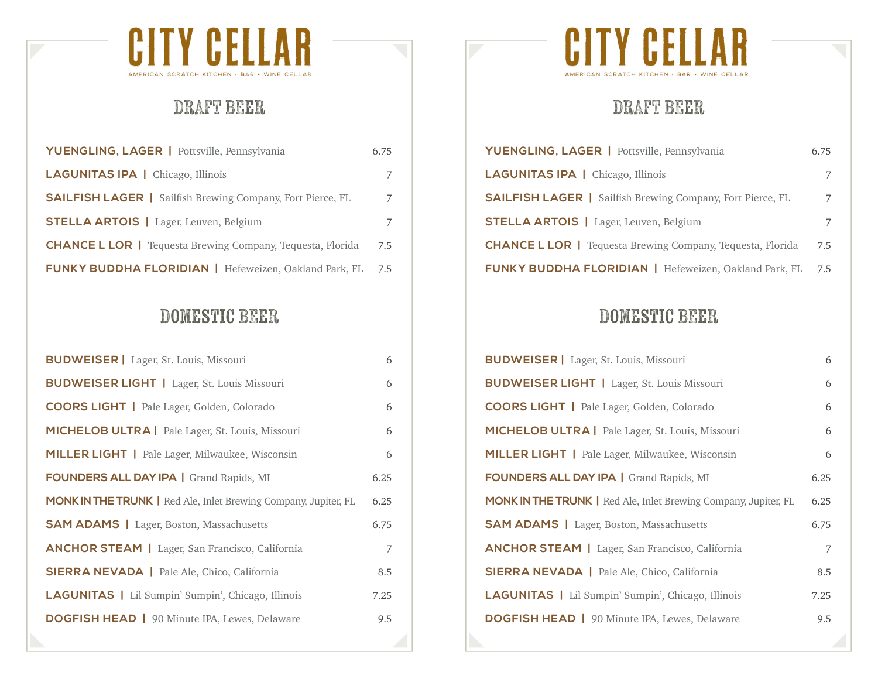# CITY CELLAR

AMERICAN SCRATCH KITCHEN • BAR • WINE CELLAR

## DRAFT BEER

**YUENGLING, LAGER** | Pottsville, Pennsylvania 6.75

**LAGUNITAS IPA** | Chicago, Illinois 7

**SAILFISH LAGER** | Sailfish Brewing Company, Fort Pierce, FL 7

**STELLA ARTOIS** | Lager, Leuven, Belgium 7

**CHANCE L LOR** | Tequesta Brewing Company, Tequesta, Florida 7.5

**FUNKY BUDDHA FLORIDIAN** | Hefeweizen, Oakland Park, FL 7.5

## DOMESTIC BEER

**BUDWEISER** | Lager, St. Louis, Missouri 6

**BUDWEISER LIGHT** | Lager, St. Louis Missouri 6

**COORS LIGHT** | Pale Lager, Golden, Colorado 6

**MICHELOB ULTRA** | Pale Lager, St. Louis, Missouri 6

**MILLER LIGHT** | Pale Lager, Milwaukee, Wisconsin 6

**FOUNDERS ALL DAY IPA** | Grand Rapids, MI 6.25

**MONK IN THE TRUNK** | Red Ale, Inlet Brewing Company, Jupiter, FL 6.25

**SAM ADAMS** | Lager, Boston, Massachusetts 6.75

**ANCHOR STEAM** | Lager, San Francisco, California 7

**SIERRA NEVADA** | Pale Ale, Chico, California 8.5

**LAGUNITAS** | Lil Sumpin' Sumpin', Chicago, Illinois 7.25

**DOGFISH HEAD** | 90 Minute IPA, Lewes, Delaware 9.5

# CITY CELLAR

AMERICAN SCRATCH KITCHEN • BAR • WINE CELLAR

## DRAFT BEER

**YUENGLING, LAGER** | Pottsville, Pennsylvania 6.75

**LAGUNITAS IPA** | Chicago, Illinois 7

**SAILFISH LAGER** | Sailfish Brewing Company, Fort Pierce, FL 7

**STELLA ARTOIS** | Lager, Leuven, Belgium 7

**CHANCE L LOR** | Tequesta Brewing Company, Tequesta, Florida 7.5

**FUNKY BUDDHA FLORIDIAN** | Hefeweizen, Oakland Park, FL 7.5

## DOMESTIC BEER

**BUDWEISER** | Lager, St. Louis, Missouri 6

**BUDWEISER LIGHT** | Lager, St. Louis Missouri 6

**COORS LIGHT** | Pale Lager, Golden, Colorado 6

**MICHELOB ULTRA** | Pale Lager, St. Louis, Missouri 6

**MILLER LIGHT** | Pale Lager, Milwaukee, Wisconsin 6

**FOUNDERS ALL DAY IPA** | Grand Rapids, MI 6.25

**MONK IN THE TRUNK** | Red Ale, Inlet Brewing Company, Jupiter, FL 6.25

**SAM ADAMS** | Lager, Boston, Massachusetts 6.75

**ANCHOR STEAM** | Lager, San Francisco, California 7

**SIERRA NEVADA** | Pale Ale, Chico, California 8.5

**LAGUNITAS** | Lil Sumpin' Sumpin', Chicago, Illinois 7.25

**DOGFISH HEAD** | 90 Minute IPA, Lewes, Delaware 9.5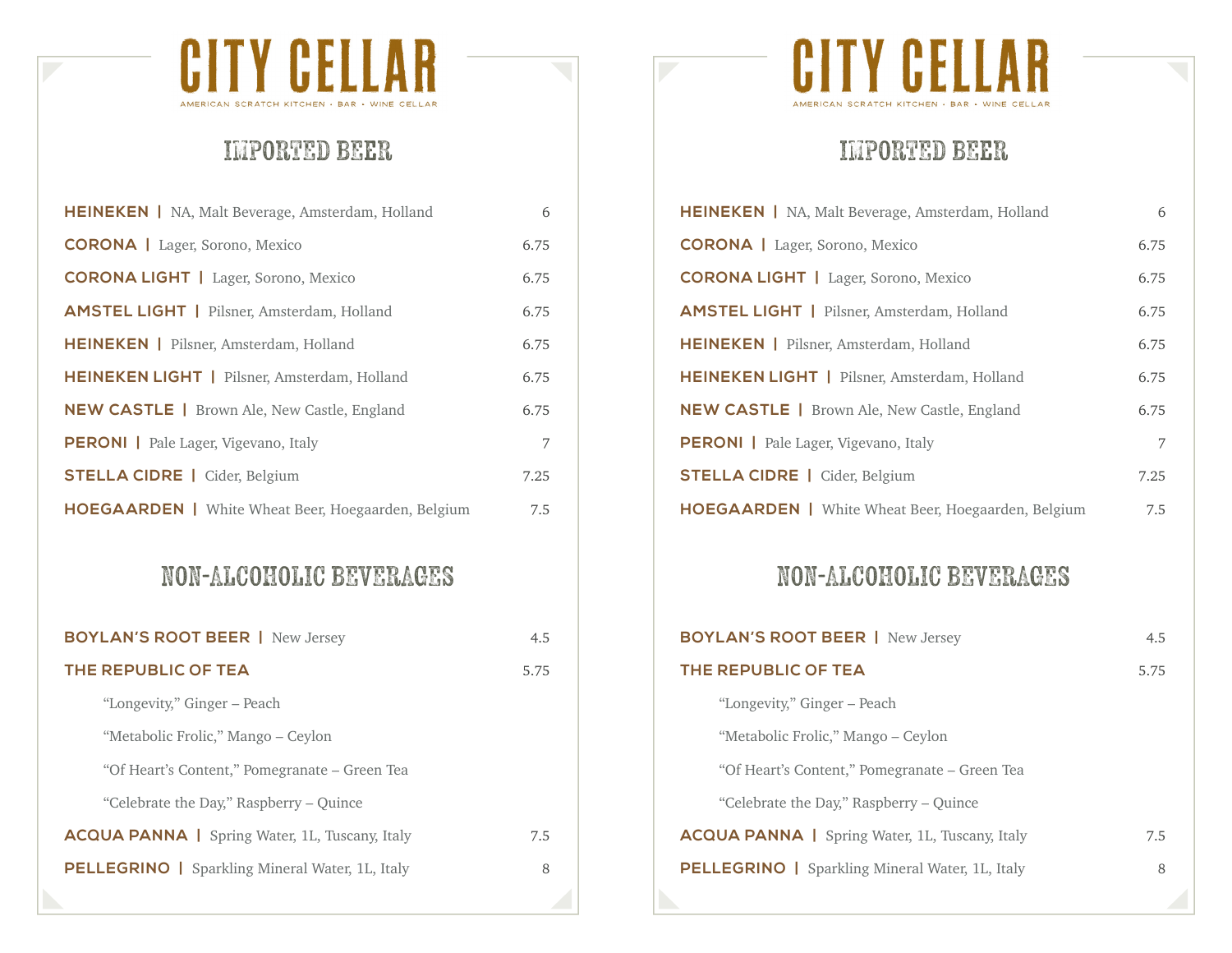# CITY CELLAR

AMERICAN SCRATCH KITCHEN • BAR • WINE CELLAR

## IMPORTED BEER

| | |
|---|---|
| **HEINEKEN** \| NA, Malt Beverage, Amsterdam, Holland | 6 |
| **CORONA** \| Lager, Sorono, Mexico | 6.75 |
| **CORONA LIGHT** \| Lager, Sorono, Mexico | 6.75 |
| **AMSTEL LIGHT** \| Pilsner, Amsterdam, Holland | 6.75 |
| **HEINEKEN** \| Pilsner, Amsterdam, Holland | 6.75 |
| **HEINEKEN LIGHT** \| Pilsner, Amsterdam, Holland | 6.75 |
| **NEW CASTLE** \| Brown Ale, New Castle, England | 6.75 |
| **PERONI** \| Pale Lager, Vigevano, Italy | 7 |
| **STELLA CIDRE** \| Cider, Belgium | 7.25 |
| **HOEGAARDEN** \| White Wheat Beer, Hoegaarden, Belgium | 7.5 |

## NON-ALCOHOLIC BEVERAGES

| | |
|---|---|
| **BOYLAN'S ROOT BEER** \| New Jersey | 4.5 |
| **THE REPUBLIC OF TEA** | 5.75 |
| "Longevity," Ginger – Peach | |
| "Metabolic Frolic," Mango – Ceylon | |
| "Of Heart's Content," Pomegranate – Green Tea | |
| "Celebrate the Day," Raspberry – Quince | |
| **ACQUA PANNA** \| Spring Water, 1L, Tuscany, Italy | 7.5 |
| **PELLEGRINO** \| Sparkling Mineral Water, 1L, Italy | 8 |

# CITY CELLAR

AMERICAN SCRATCH KITCHEN • BAR • WINE CELLAR

## IMPORTED BEER

| | |
|---|---|
| **HEINEKEN** \| NA, Malt Beverage, Amsterdam, Holland | 6 |
| **CORONA** \| Lager, Sorono, Mexico | 6.75 |
| **CORONA LIGHT** \| Lager, Sorono, Mexico | 6.75 |
| **AMSTEL LIGHT** \| Pilsner, Amsterdam, Holland | 6.75 |
| **HEINEKEN** \| Pilsner, Amsterdam, Holland | 6.75 |
| **HEINEKEN LIGHT** \| Pilsner, Amsterdam, Holland | 6.75 |
| **NEW CASTLE** \| Brown Ale, New Castle, England | 6.75 |
| **PERONI** \| Pale Lager, Vigevano, Italy | 7 |
| **STELLA CIDRE** \| Cider, Belgium | 7.25 |
| **HOEGAARDEN** \| White Wheat Beer, Hoegaarden, Belgium | 7.5 |

## NON-ALCOHOLIC BEVERAGES

| | |
|---|---|
| **BOYLAN'S ROOT BEER** \| New Jersey | 4.5 |
| **THE REPUBLIC OF TEA** | 5.75 |
| "Longevity," Ginger – Peach | |
| "Metabolic Frolic," Mango – Ceylon | |
| "Of Heart's Content," Pomegranate – Green Tea | |
| "Celebrate the Day," Raspberry – Quince | |
| **ACQUA PANNA** \| Spring Water, 1L, Tuscany, Italy | 7.5 |
| **PELLEGRINO** \| Sparkling Mineral Water, 1L, Italy | 8 |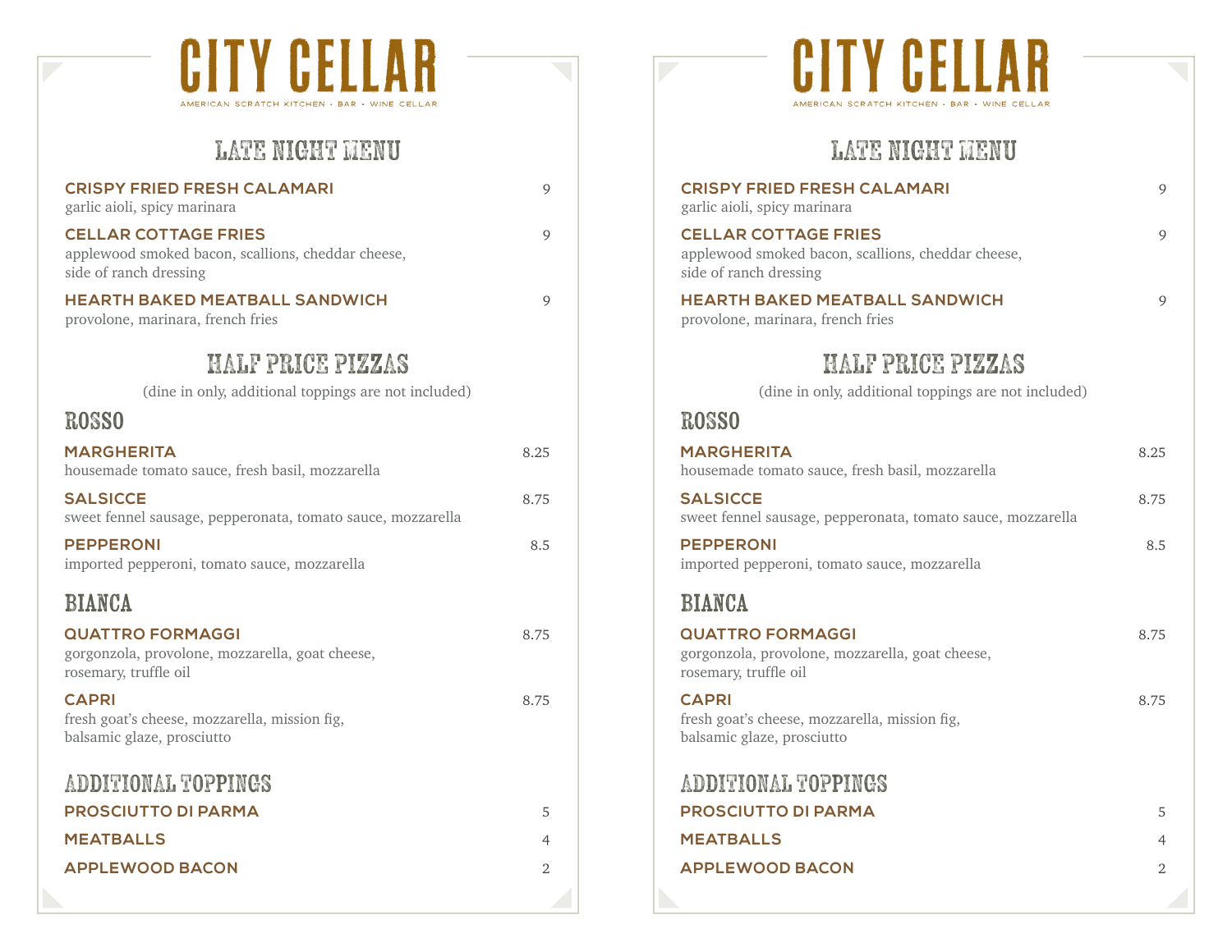# CITY CELLAR

AMERICAN SCRATCH KITCHEN • BAR • WINE CELLAR

## LATE NIGHT MENU

**CRISPY FRIED FRESH CALAMARI** 9
garlic aioli, spicy marinara

**CELLAR COTTAGE FRIES** 9
applewood smoked bacon, scallions, cheddar cheese, side of ranch dressing

**HEARTH BAKED MEATBALL SANDWICH** 9
provolone, marinara, french fries

## HALF PRICE PIZZAS

(dine in only, additional toppings are not included)

### ROSSO

**MARGHERITA** 8.25
housemade tomato sauce, fresh basil, mozzarella

**SALSICCE** 8.75
sweet fennel sausage, pepperonata, tomato sauce, mozzarella

**PEPPERONI** 8.5
imported pepperoni, tomato sauce, mozzarella

### BIANCA

**QUATTRO FORMAGGI** 8.75
gorgonzola, provolone, mozzarella, goat cheese, rosemary, truffle oil

**CAPRI** 8.75
fresh goat's cheese, mozzarella, mission fig, balsamic glaze, prosciutto

### ADDITIONAL TOPPINGS

**PROSCIUTTO DI PARMA** 5

**MEATBALLS** 4

**APPLEWOOD BACON** 2

# CITY CELLAR

AMERICAN SCRATCH KITCHEN • BAR • WINE CELLAR

## LATE NIGHT MENU

**CRISPY FRIED FRESH CALAMARI** 9
garlic aioli, spicy marinara

**CELLAR COTTAGE FRIES** 9
applewood smoked bacon, scallions, cheddar cheese, side of ranch dressing

**HEARTH BAKED MEATBALL SANDWICH** 9
provolone, marinara, french fries

## HALF PRICE PIZZAS

(dine in only, additional toppings are not included)

### ROSSO

**MARGHERITA** 8.25
housemade tomato sauce, fresh basil, mozzarella

**SALSICCE** 8.75
sweet fennel sausage, pepperonata, tomato sauce, mozzarella

**PEPPERONI** 8.5
imported pepperoni, tomato sauce, mozzarella

### BIANCA

**QUATTRO FORMAGGI** 8.75
gorgonzola, provolone, mozzarella, goat cheese, rosemary, truffle oil

**CAPRI** 8.75
fresh goat's cheese, mozzarella, mission fig, balsamic glaze, prosciutto

### ADDITIONAL TOPPINGS

**PROSCIUTTO DI PARMA** 5

**MEATBALLS** 4

**APPLEWOOD BACON** 2